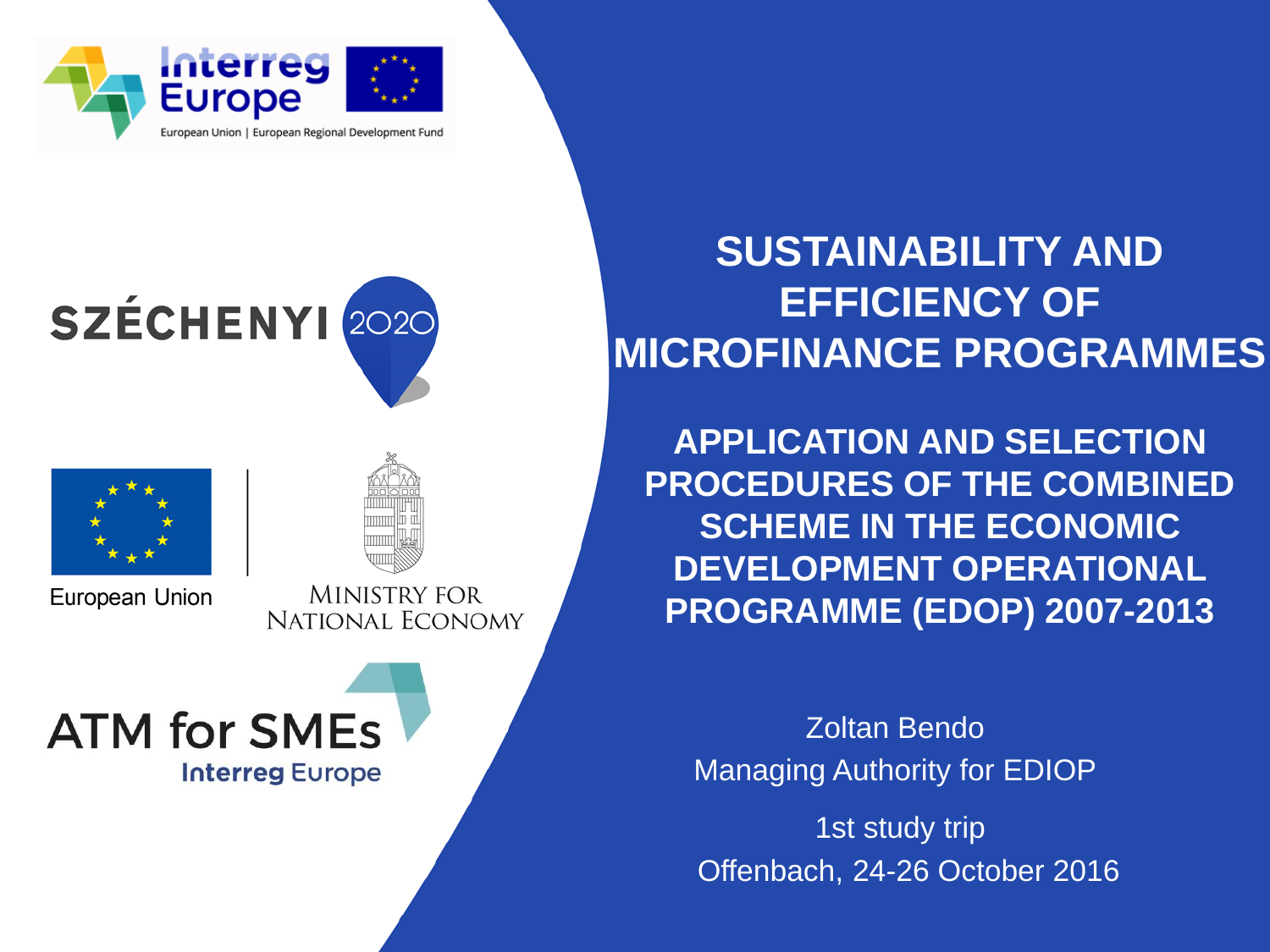# SUSTAINABILITY AND EFFICIENCY OF MICROFINANCE PROGRAMMES

## APPLICATION AND SELECTION PROCEDURES OF THE COMBINED SCHEME IN THE ECONOMIC DEVELOPMENT OPERATIONAL PROGRAMME (EDOP) 2007-2013

Zoltan Bendo

Managing Authority for EDIOP

1st study trip

Offenbach, 24-26 October 2016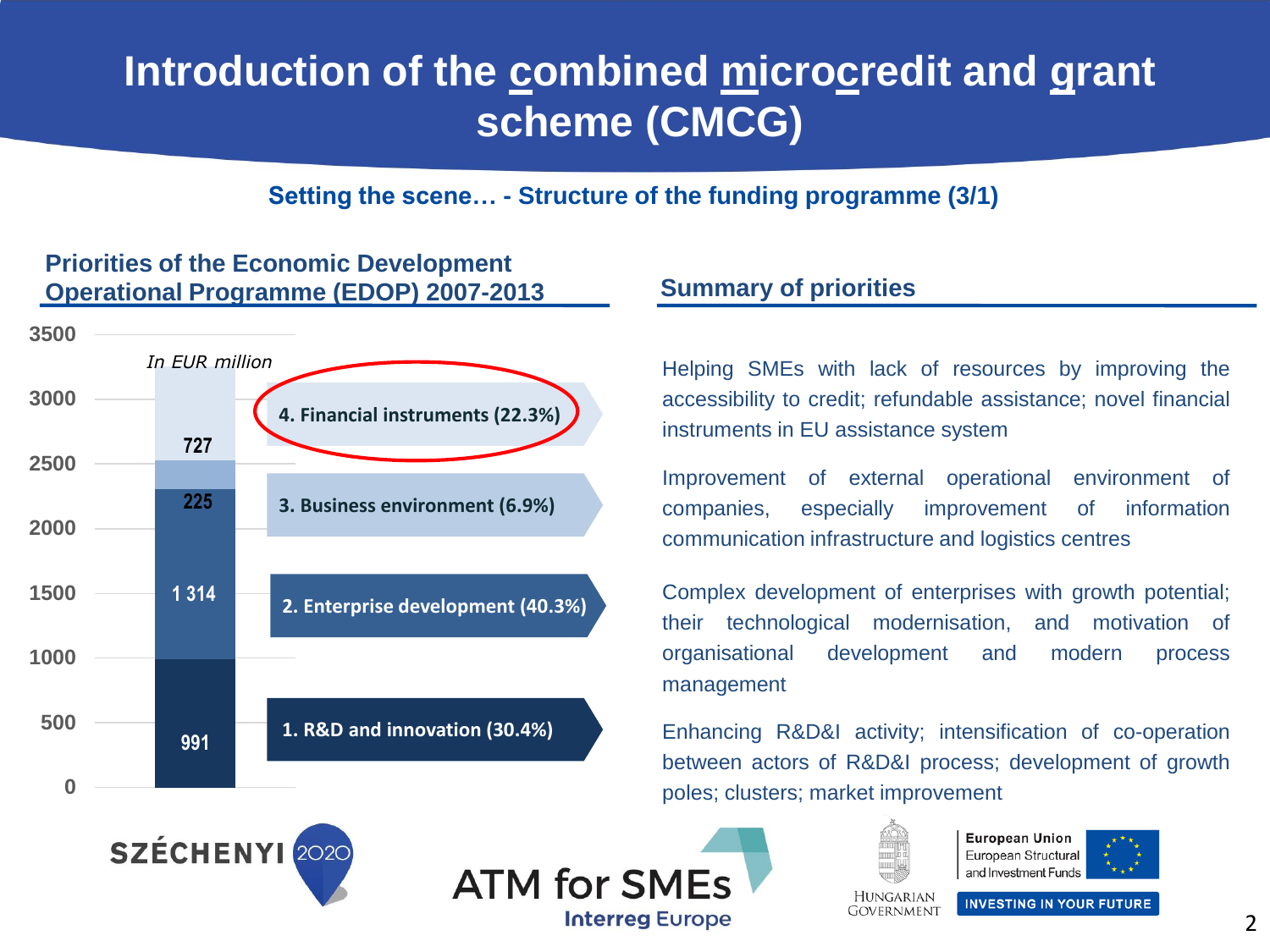# Introduction of the combined microcredit and grant scheme (CMCG)

### Setting the scene… - Structure of the funding programme (3/1)

## Priorities of the Economic Development Operational Programme (EDOP) 2007-2013

*In EUR million*

| Priority | Amount (EUR million) |
|---|---|
| 4. Financial instruments (22.3%) | 727 |
| 3. Business environment (6.9%) | 225 |
| 2. Enterprise development (40.3%) | 1 314 |
| 1. R&D and innovation (30.4%) | 991 |

## Summary of priorities

Helping SMEs with lack of resources by improving the accessibility to credit; refundable assistance; novel financial instruments in EU assistance system

Improvement of external operational environment of companies, especially improvement of information communication infrastructure and logistics centres

Complex development of enterprises with growth potential; their technological modernisation, and motivation of organisational development and modern process management

Enhancing R&D&I activity; intensification of co-operation between actors of R&D&I process; development of growth poles; clusters; market improvement

SZÉCHENYI 2020

ATM for SMEs
Interreg Europe

Hungarian Government

European Union
European Structural and Investment Funds
INVESTING IN YOUR FUTURE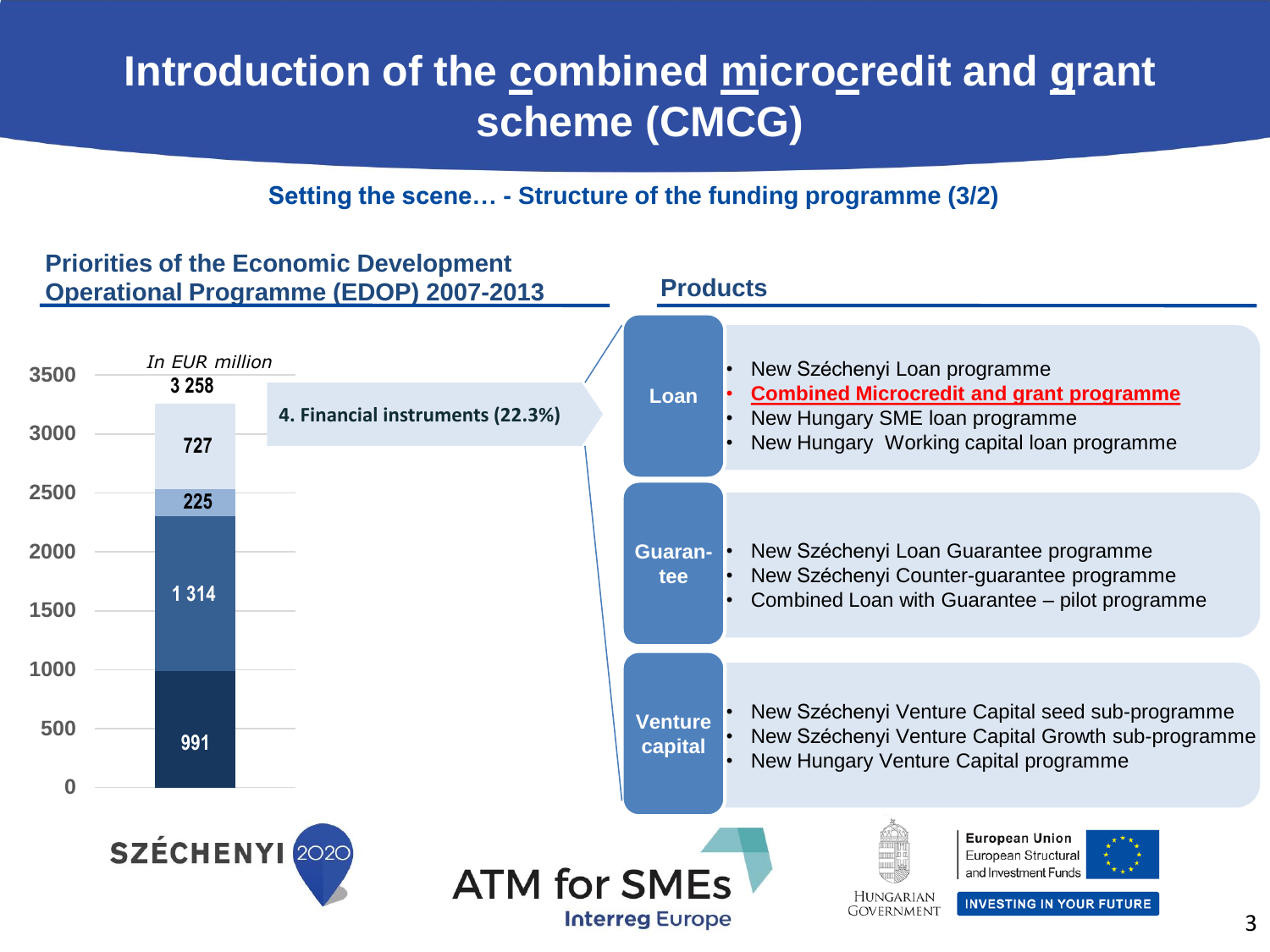# Introduction of the combined microcredit and grant scheme (CMCG)

## Setting the scene… - Structure of the funding programme (3/2)

### Priorities of the Economic Development Operational Programme (EDOP) 2007-2013

*In EUR million*

| Segment | Value |
| --- | --- |
| Total | 3 258 |
| 4. Financial instruments (22.3%) | 727 |
| | 225 |
| | 1 314 |
| | 991 |

### Products

**Loan**

- New Széchenyi Loan programme
- Combined Microcredit and grant programme
- New Hungary SME loan programme
- New Hungary Working capital loan programme

**Guarantee**

- New Széchenyi Loan Guarantee programme
- New Széchenyi Counter-guarantee programme
- Combined Loan with Guarantee – pilot programme

**Venture capital**

- New Széchenyi Venture Capital seed sub-programme
- New Széchenyi Venture Capital Growth sub-programme
- New Hungary Venture Capital programme

SZÉCHENYI 2020 | ATM for SMEs Interreg Europe | Hungarian Government | European Union European Structural and Investment Funds – INVESTING IN YOUR FUTURE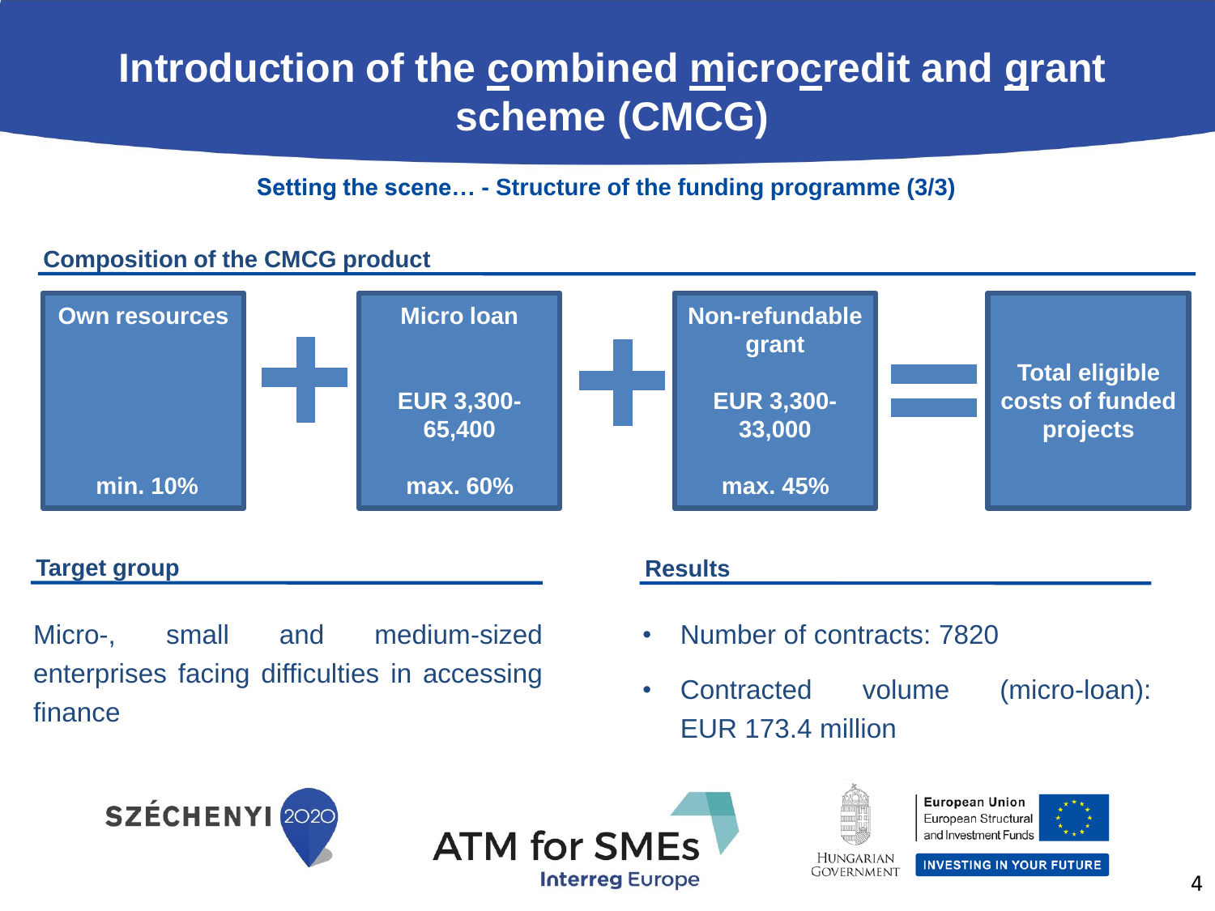# Introduction of the combined microcredit and grant scheme (CMCG)

**Setting the scene… - Structure of the funding programme (3/3)**

## Composition of the CMCG product

| Own resources | + | Micro loan | + | Non-refundable grant | = | Total eligible costs of funded projects |
|---|---|---|---|---|---|---|
| | | EUR 3,300-65,400 | | EUR 3,300-33,000 | | |
| min. 10% | | max. 60% | | max. 45% | | |

## Target group

Micro-, small and medium-sized enterprises facing difficulties in accessing finance

## Results

- Number of contracts: 7820
- Contracted volume (micro-loan): EUR 173.4 million

SZÉCHENYI 2020

ATM for SMEs
Interreg Europe

Hungarian Government

European Union
European Structural and Investment Funds
INVESTING IN YOUR FUTURE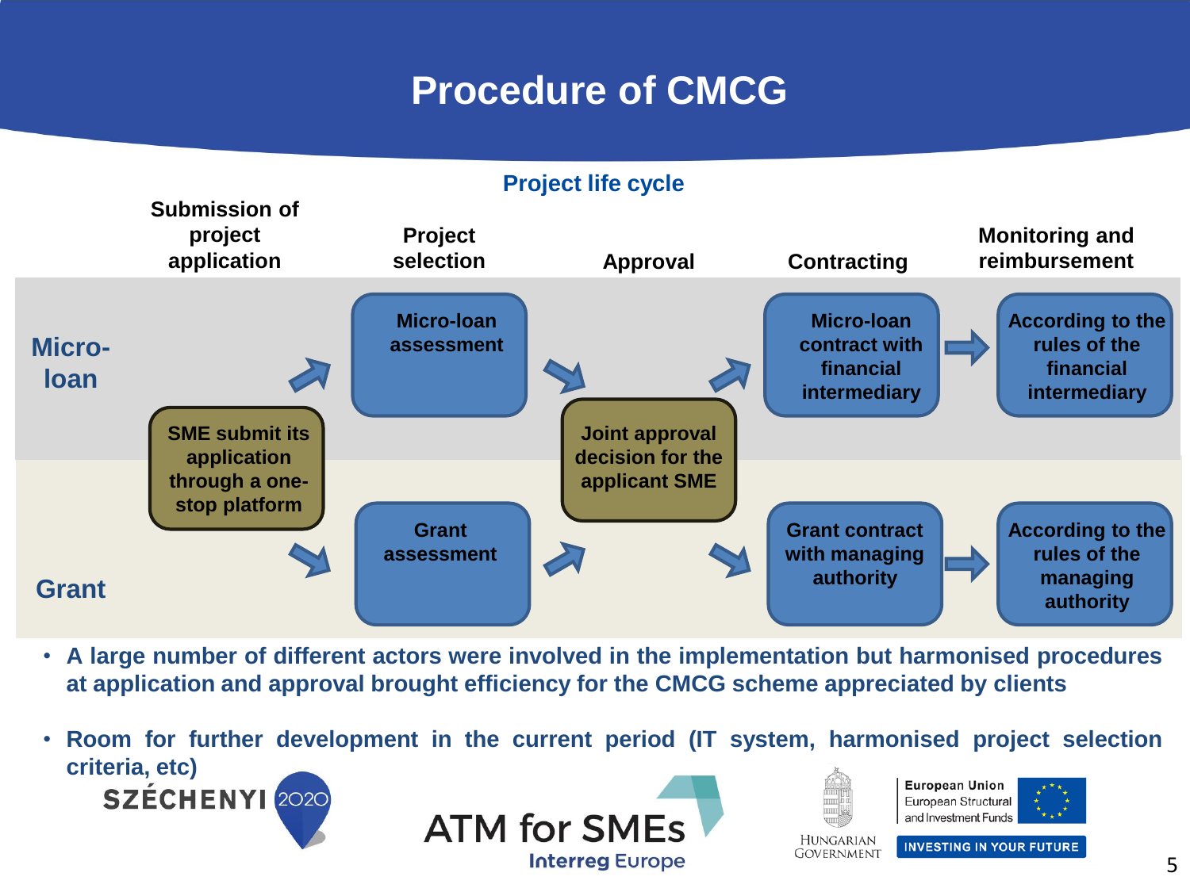# Procedure of CMCG

## Project life cycle

| | Submission of project application | Project selection | Approval | Contracting | Monitoring and reimbursement |
|---|---|---|---|---|---|
| Micro-loan | SME submit its application through a one-stop platform | Micro-loan assessment | Joint approval decision for the applicant SME | Micro-loan contract with financial intermediary | According to the rules of the financial intermediary |
| Grant | | Grant assessment | | Grant contract with managing authority | According to the rules of the managing authority |

- **A large number of different actors were involved in the implementation but harmonised procedures at application and approval brought efficiency for the CMCG scheme appreciated by clients**
- **Room for further development in the current period (IT system, harmonised project selection criteria, etc)**

SZÉCHENYI 2020

ATM for SMEs
Interreg Europe

Hungarian Government

European Union
European Structural and Investment Funds
INVESTING IN YOUR FUTURE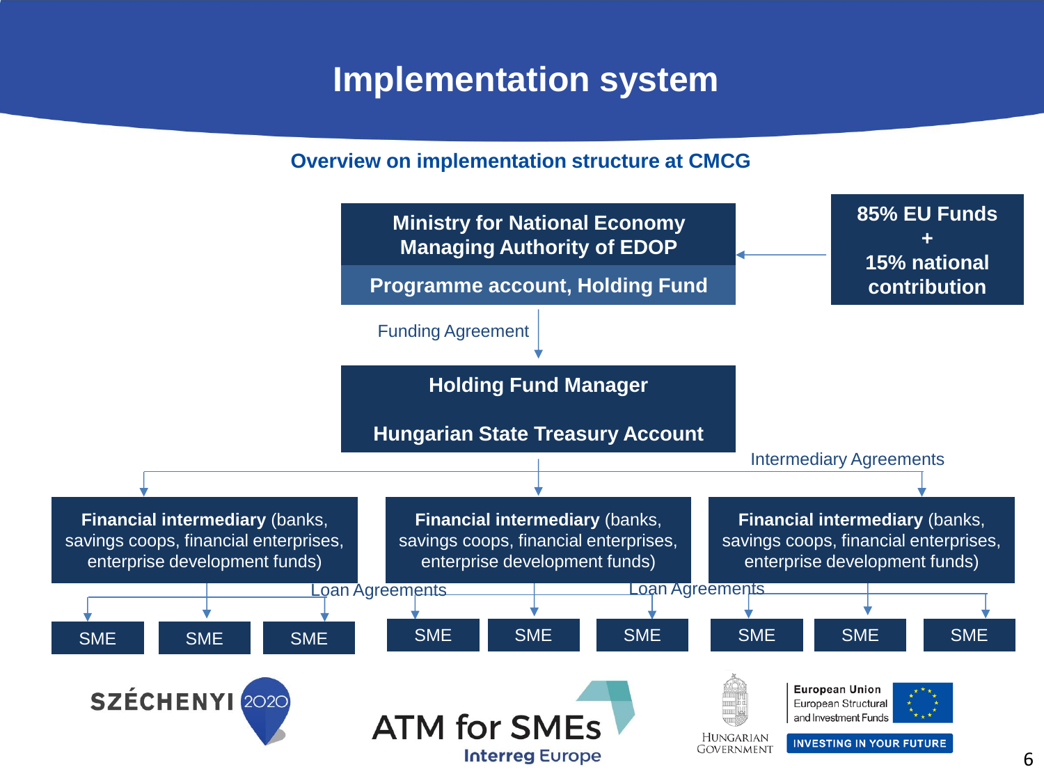# Implementation system

## Overview on implementation structure at CMCG

**85% EU Funds + 15% national contribution**

→

**Ministry for National Economy Managing Authority of EDOP**

**Programme account, Holding Fund**

↓ Funding Agreement

**Holding Fund Manager**

**Hungarian State Treasury Account**

↓ Intermediary Agreements

**Financial intermediary** (banks, savings coops, financial enterprises, enterprise development funds)

**Financial intermediary** (banks, savings coops, financial enterprises, enterprise development funds)

**Financial intermediary** (banks, savings coops, financial enterprises, enterprise development funds)

↓ Loan Agreements

SME | SME | SME | SME | SME | SME | SME | SME | SME

SZÉCHENYI 2020

ATM for SMEs
Interreg Europe

Hungarian Government

European Union
European Structural and Investment Funds

INVESTING IN YOUR FUTURE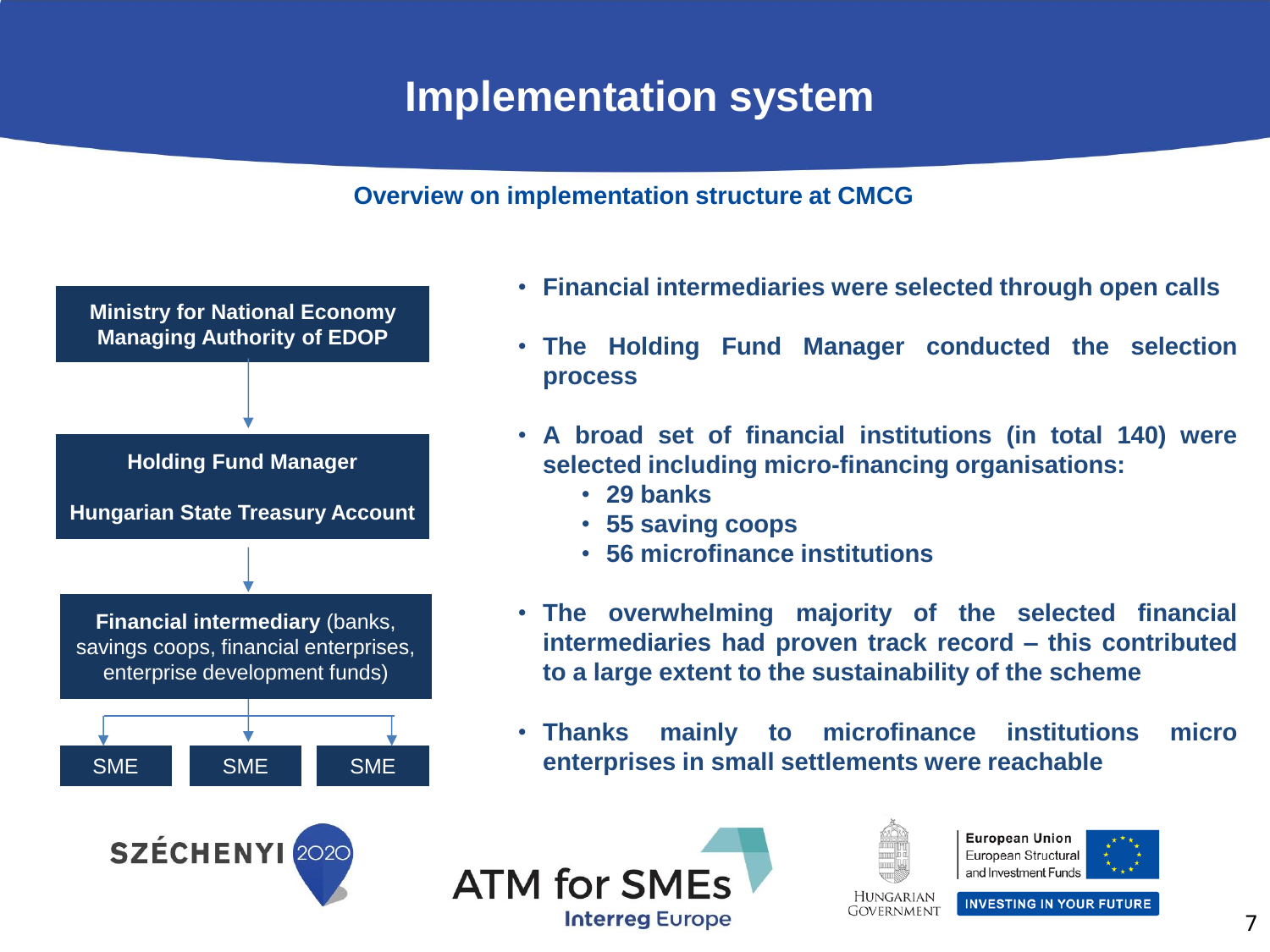# Implementation system

## Overview on implementation structure at CMCG

**Ministry for National Economy**
**Managing Authority of EDOP**

↓

**Holding Fund Manager**

**Hungarian State Treasury Account**

↓

**Financial intermediary** (banks, savings coops, financial enterprises, enterprise development funds)

↓

SME | SME | SME

- **Financial intermediaries were selected through open calls**
- **The Holding Fund Manager conducted the selection process**
- **A broad set of financial institutions (in total 140) were selected including micro-financing organisations:**
  - **29 banks**
  - **55 saving coops**
  - **56 microfinance institutions**
- **The overwhelming majority of the selected financial intermediaries had proven track record – this contributed to a large extent to the sustainability of the scheme**
- **Thanks mainly to microfinance institutions micro enterprises in small settlements were reachable**

SZÉCHENYI 2020

ATM for SMEs
Interreg Europe

Hungarian Government

European Union
European Structural and Investment Funds

INVESTING IN YOUR FUTURE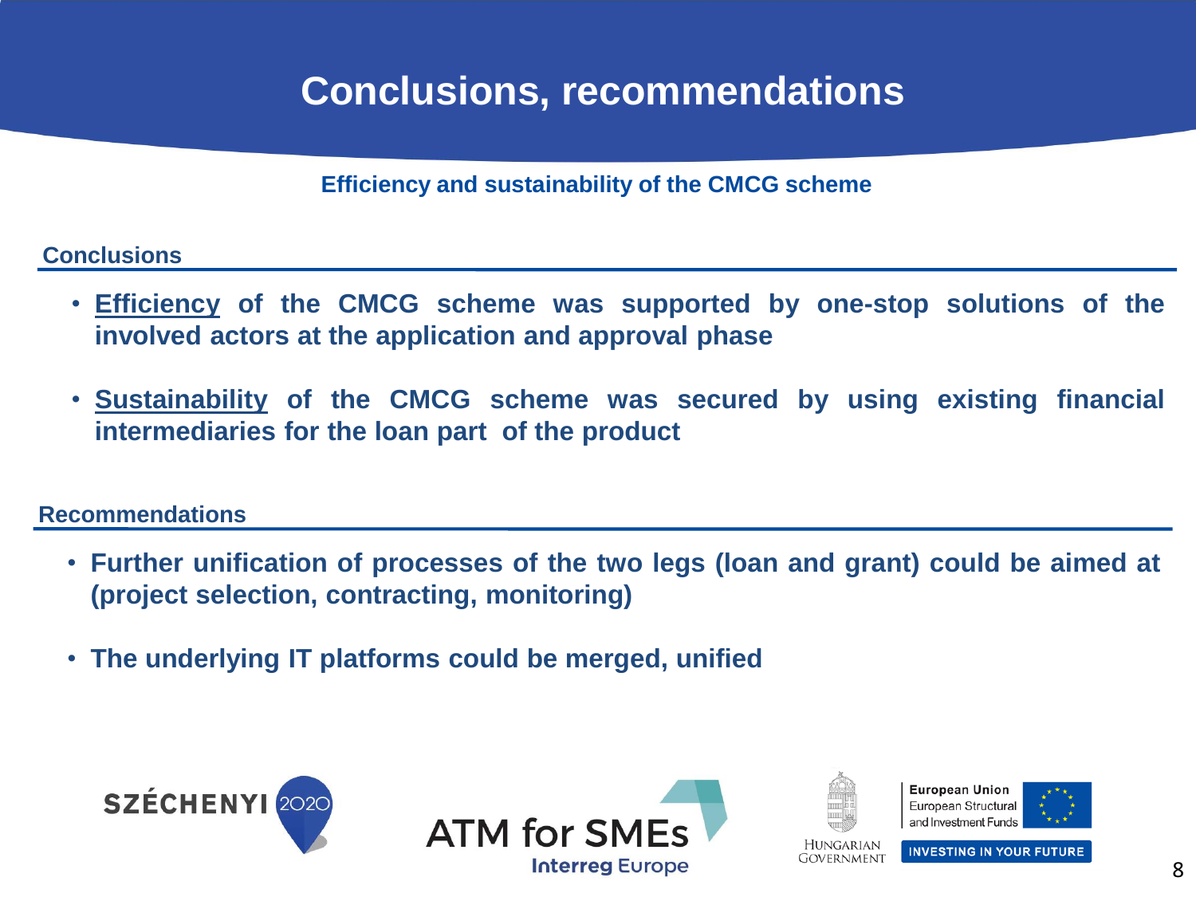# Conclusions, recommendations

**Efficiency and sustainability of the CMCG scheme**

## Conclusions

- **Efficiency of the CMCG scheme was supported by one-stop solutions of the involved actors at the application and approval phase**
- **Sustainability of the CMCG scheme was secured by using existing financial intermediaries for the loan part of the product**

## Recommendations

- **Further unification of processes of the two legs (loan and grant) could be aimed at (project selection, contracting, monitoring)**
- **The underlying IT platforms could be merged, unified**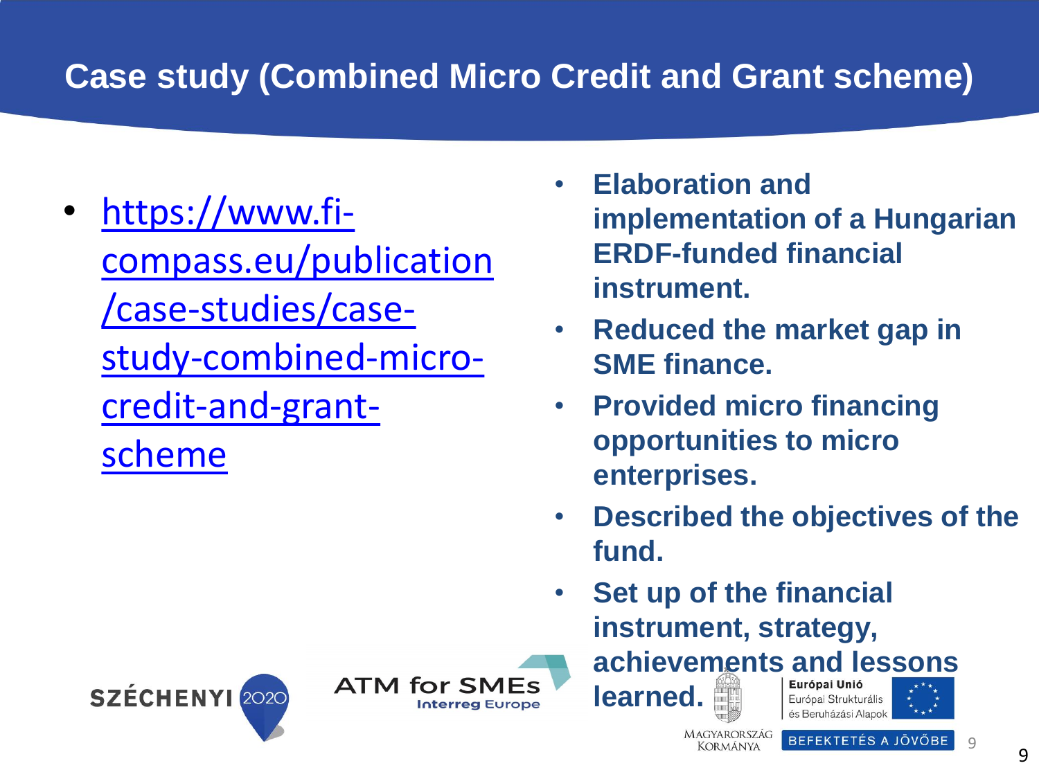# Case study (Combined Micro Credit and Grant scheme)

- https://www.fi-compass.eu/publication/case-studies/case-study-combined-micro-credit-and-grant-scheme

- **Elaboration and implementation of a Hungarian ERDF-funded financial instrument.**
- **Reduced the market gap in SME finance.**
- **Provided micro financing opportunities to micro enterprises.**
- **Described the objectives of the fund.**
- **Set up of the financial instrument, strategy, achievements and lessons learned.**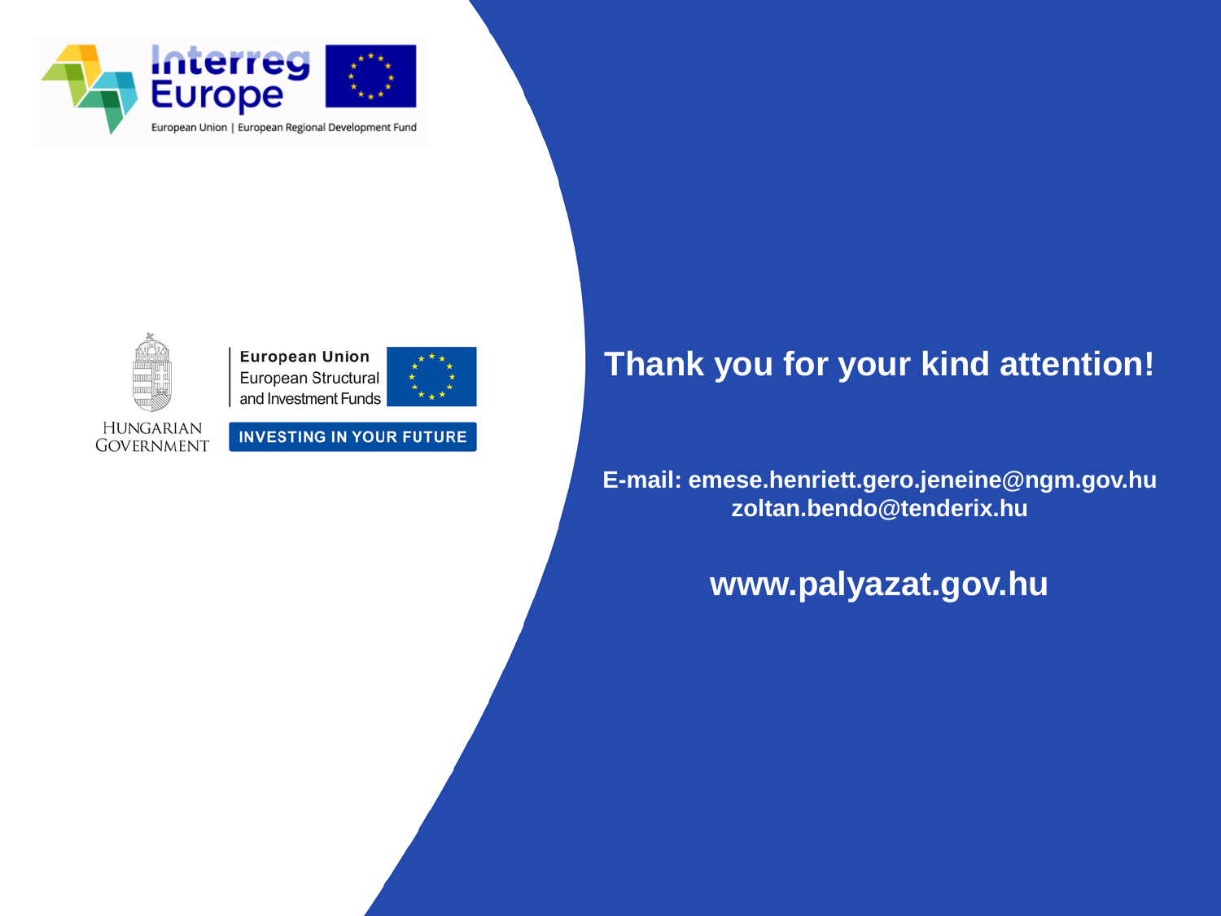Interreg Europe

European Union | European Regional Development Fund

Hungarian Government

European Union
European Structural
and Investment Funds

INVESTING IN YOUR FUTURE

**Thank you for your kind attention!**

**E-mail: emese.henriett.gero.jeneine@ngm.gov.hu**
**zoltan.bendo@tenderix.hu**

**www.palyazat.gov.hu**